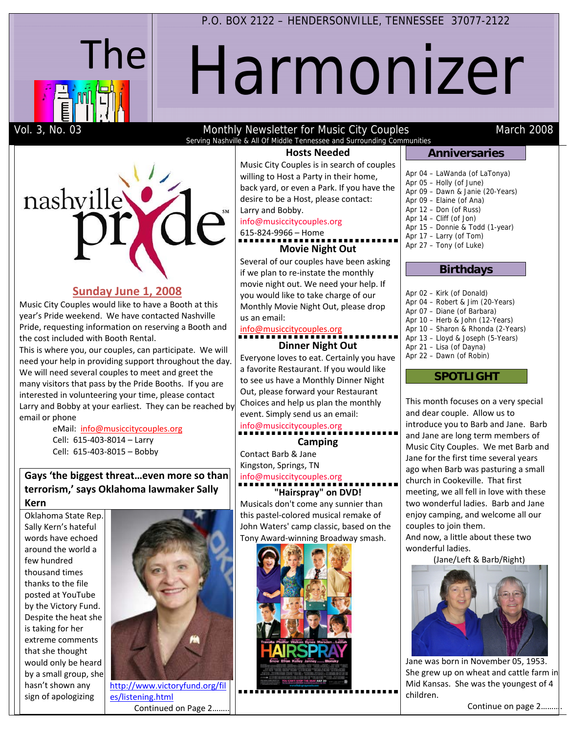P.O. BOX 2122 – HENDERSONVILLE, TENNESSEE 37077-2122

# The Harmonizer

Vol. 3, No. 03 — Monthly Newsletter for Music City Couples — March 2008

Serving Nashville & All Of Middle Tennessee and Surrounding Communities

## Sunday June 1, 2008

Music City Couples would like to have a Booth at this year's Pride weekend. We have contacted Nashville Pride, requesting information on reserving a Booth and the cost included with Booth Rental.

This is where you, our couples, can participate. We will need your help in providing support throughout the day. We will need several couples to meet and greet the many visitors that pass by the Pride Booths. If you are interested in volunteering your time, please contact Larry and Bobby at your earliest. They can be reached by email or phone

eMail: info@musiccitycouples.org
Cell: 615-403-8014 – Larry
Cell: 615-403-8015 – Bobby

## Gays 'the biggest threat…even more so than terrorism,' says Oklahoma lawmaker Sally Kern

Oklahoma State Rep. Sally Kern's hateful words have echoed around the world a few hundred thousand times thanks to the file posted at YouTube by the Victory Fund. Despite the heat she is taking for her extreme comments that she thought would only be heard by a small group, she hasn't shown any sign of apologizing

http://www.victoryfund.org/files/listening.html

Continued on Page 2……..

## Hosts Needed

Music City Couples is in search of couples willing to Host a Party in their home, back yard, or even a Park. If you have the desire to be a Host, please contact: Larry and Bobby.

info@musiccitycouples.org
615-824-9966 – Home

## Movie Night Out

Several of our couples have been asking if we plan to re-instate the monthly movie night out. We need your help. If you would like to take charge of our Monthly Movie Night Out, please drop us an email:

info@musiccitycouples.org

## Dinner Night Out

Everyone loves to eat. Certainly you have a favorite Restaurant. If you would like to see us have a Monthly Dinner Night Out, please forward your Restaurant Choices and help us plan the monthly event. Simply send us an email:

info@musiccitycouples.org

## Camping

Contact Barb & Jane
Kingston, Springs, TN
info@musiccitycouples.org

## "Hairspray" on DVD!

Musicals don't come any sunnier than this pastel-colored musical remake of John Waters' camp classic, based on the Tony Award-winning Broadway smash.

## Anniversaries

- Apr 04 – LaWanda (of LaTonya)
- Apr 05 – Holly (of June)
- Apr 09 – Dawn & Janie (20-Years)
- Apr 09 – Elaine (of Ana)
- Apr 12 – Don (of Russ)
- Apr 14 – Cliff (of Jon)
- Apr 15 – Donnie & Todd (1-year)
- Apr 17 – Larry (of Tom)
- Apr 27 – Tony (of Luke)

## Birthdays

- Apr 02 – Kirk (of Donald)
- Apr 04 – Robert & Jim (20-Years)
- Apr 07 – Diane (of Barbara)
- Apr 10 – Herb & John (12-Years)
- Apr 10 – Sharon & Rhonda (2-Years)
- Apr 13 – Lloyd & Joseph (5-Years)
- Apr 21 – Lisa (of Dayna)
- Apr 22 – Dawn (of Robin)

## SPOTLIGHT

This month focuses on a very special and dear couple. Allow us to introduce you to Barb and Jane. Barb and Jane are long term members of Music City Couples. We met Barb and Jane for the first time several years ago when Barb was pasturing a small church in Cookeville. That first meeting, we all fell in love with these two wonderful ladies. Barb and Jane enjoy camping, and welcome all our couples to join them.

And now, a little about these two wonderful ladies.

(Jane/Left & Barb/Right)

Jane was born in November 05, 1953. She grew up on wheat and cattle farm in Mid Kansas. She was the youngest of 4 children.

Continue on page 2……….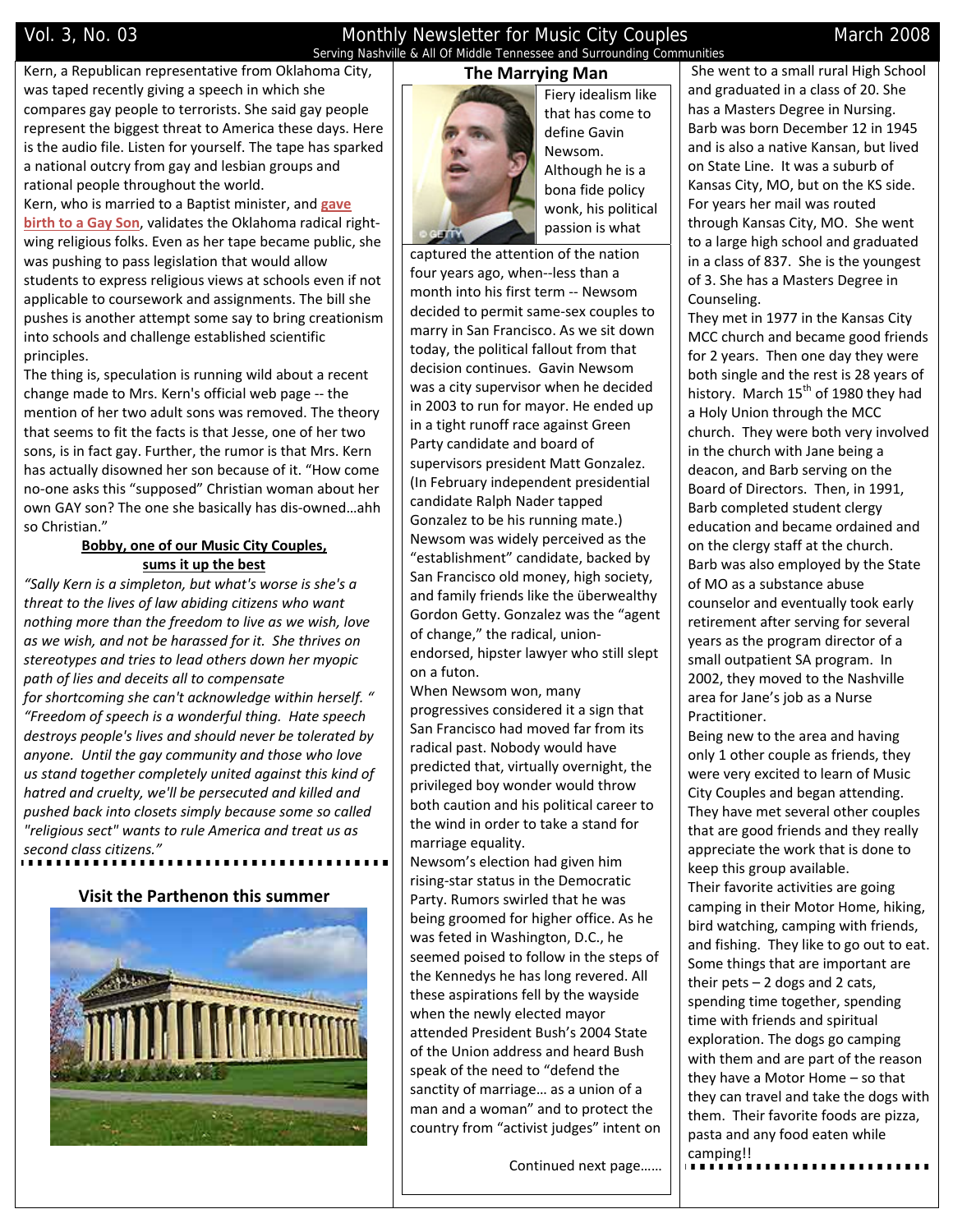Kern, a Republican representative from Oklahoma City, was taped recently giving a speech in which she compares gay people to terrorists. She said gay people represent the biggest threat to America these days. Here is the audio file. Listen for yourself. The tape has sparked a national outcry from gay and lesbian groups and rational people throughout the world.

Kern, who is married to a Baptist minister, and **gave birth to a Gay Son**, validates the Oklahoma radical right-wing religious folks. Even as her tape became public, she was pushing to pass legislation that would allow students to express religious views at schools even if not applicable to coursework and assignments. The bill she pushes is another attempt some say to bring creationism into schools and challenge established scientific principles.

The thing is, speculation is running wild about a recent change made to Mrs. Kern's official web page -- the mention of her two adult sons was removed. The theory that seems to fit the facts is that Jesse, one of her two sons, is in fact gay. Further, the rumor is that Mrs. Kern has actually disowned her son because of it. "How come no-one asks this "supposed" Christian woman about her own GAY son? The one she basically has dis-owned…ahh so Christian."

**Bobby, one of our Music City Couples, sums it up the best**

*"Sally Kern is a simpleton, but what's worse is she's a threat to the lives of law abiding citizens who want nothing more than the freedom to live as we wish, love as we wish, and not be harassed for it. She thrives on stereotypes and tries to lead others down her myopic path of lies and deceits all to compensate for shortcoming she can't acknowledge within herself. "*

*"Freedom of speech is a wonderful thing. Hate speech destroys people's lives and should never be tolerated by anyone. Until the gay community and those who love us stand together completely united against this kind of hatred and cruelty, we'll be persecuted and killed and pushed back into closets simply because some so called "religious sect" wants to rule America and treat us as second class citizens."*

## Visit the Parthenon this summer

## The Marrying Man

Fiery idealism like that has come to define Gavin Newsom. Although he is a bona fide policy wonk, his political passion is what captured the attention of the nation four years ago, when--less than a month into his first term -- Newsom decided to permit same-sex couples to marry in San Francisco. As we sit down today, the political fallout from that decision continues. Gavin Newsom was a city supervisor when he decided in 2003 to run for mayor. He ended up in a tight runoff race against Green Party candidate and board of supervisors president Matt Gonzalez. (In February independent presidential candidate Ralph Nader tapped Gonzalez to be his running mate.) Newsom was widely perceived as the "establishment" candidate, backed by San Francisco old money, high society, and family friends like the überwealthy Gordon Getty. Gonzalez was the "agent of change," the radical, union-endorsed, hipster lawyer who still slept on a futon.

When Newsom won, many progressives considered it a sign that San Francisco had moved far from its radical past. Nobody would have predicted that, virtually overnight, the privileged boy wonder would throw both caution and his political career to the wind in order to take a stand for marriage equality.

Newsom's election had given him rising-star status in the Democratic Party. Rumors swirled that he was being groomed for higher office. As he was feted in Washington, D.C., he seemed poised to follow in the steps of the Kennedys he has long revered. All these aspirations fell by the wayside when the newly elected mayor attended President Bush's 2004 State of the Union address and heard Bush speak of the need to "defend the sanctity of marriage… as a union of a man and a woman" and to protect the country from "activist judges" intent on

Continued next page……

She went to a small rural High School and graduated in a class of 20. She has a Masters Degree in Nursing. Barb was born December 12 in 1945 and is also a native Kansan, but lived on State Line. It was a suburb of Kansas City, MO, but on the KS side. For years her mail was routed through Kansas City, MO. She went to a large high school and graduated in a class of 837. She is the youngest of 3. She has a Masters Degree in Counseling.

They met in 1977 in the Kansas City MCC church and became good friends for 2 years. Then one day they were both single and the rest is 28 years of history. March 15th of 1980 they had a Holy Union through the MCC church. They were both very involved in the church with Jane being a deacon, and Barb serving on the Board of Directors. Then, in 1991, Barb completed student clergy education and became ordained and on the clergy staff at the church. Barb was also employed by the State of MO as a substance abuse counselor and eventually took early retirement after serving for several years as the program director of a small outpatient SA program. In 2002, they moved to the Nashville area for Jane's job as a Nurse Practitioner.

Being new to the area and having only 1 other couple as friends, they were very excited to learn of Music City Couples and began attending. They have met several other couples that are good friends and they really appreciate the work that is done to keep this group available.

Their favorite activities are going camping in their Motor Home, hiking, bird watching, camping with friends, and fishing. They like to go out to eat. Some things that are important are their pets – 2 dogs and 2 cats, spending time together, spending time with friends and spiritual exploration. The dogs go camping with them and are part of the reason they have a Motor Home – so that they can travel and take the dogs with them. Their favorite foods are pizza, pasta and any food eaten while camping!!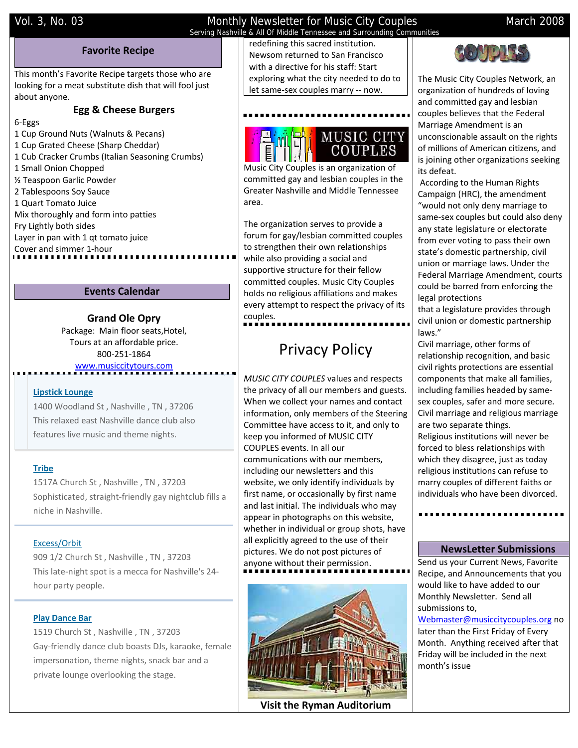## Favorite Recipe

This month's Favorite Recipe targets those who are looking for a meat substitute dish that will fool just about anyone.

### Egg & Cheese Burgers

6-Eggs
1 Cup Ground Nuts (Walnuts & Pecans)
1 Cup Grated Cheese (Sharp Cheddar)
1 Cub Cracker Crumbs (Italian Seasoning Crumbs)
1 Small Onion Chopped
½ Teaspoon Garlic Powder
2 Tablespoons Soy Sauce
1 Quart Tomato Juice
Mix thoroughly and form into patties
Fry Lightly both sides
Layer in pan with 1 qt tomato juice
Cover and simmer 1-hour

## Events Calendar

**Grand Ole Opry**

Package: Main floor seats,Hotel, Tours at an affordable price.
800-251-1864
www.musiccitytours.com

**Lipstick Lounge**
1400 Woodland St , Nashville , TN , 37206
This relaxed east Nashville dance club also features live music and theme nights.

**Tribe**
1517A Church St , Nashville , TN , 37203
Sophisticated, straight-friendly gay nightclub fills a niche in Nashville.

**Excess/Orbit**
909 1/2 Church St , Nashville , TN , 37203
This late-night spot is a mecca for Nashville's 24-hour party people.

**Play Dance Bar**
1519 Church St , Nashville , TN , 37203
Gay-friendly dance club boasts DJs, karaoke, female impersonation, theme nights, snack bar and a private lounge overlooking the stage.

redefining this sacred institution. Newsom returned to San Francisco with a directive for his staff: Start exploring what the city needed to do to let same-sex couples marry -- now.

MUSIC CITY COUPLES

Music City Couples is an organization of committed gay and lesbian couples in the Greater Nashville and Middle Tennessee area.

The organization serves to provide a forum for gay/lesbian committed couples to strengthen their own relationships while also providing a social and supportive structure for their fellow committed couples. Music City Couples holds no religious affiliations and makes every attempt to respect the privacy of its couples.

## Privacy Policy

*MUSIC CITY COUPLES* values and respects the privacy of all our members and guests. When we collect your names and contact information, only members of the Steering Committee have access to it, and only to keep you informed of MUSIC CITY COUPLES events. In all our communications with our members, including our newsletters and this website, we only identify individuals by first name, or occasionally by first name and last initial. The individuals who may appear in photographs on this website, whether in individual or group shots, have all explicitly agreed to the use of their pictures. We do not post pictures of anyone without their permission.

**Visit the Ryman Auditorium**

COUPLES

The Music City Couples Network, an organization of hundreds of loving and committed gay and lesbian couples believes that the Federal Marriage Amendment is an unconscionable assault on the rights of millions of American citizens, and is joining other organizations seeking its defeat.

According to the Human Rights Campaign (HRC), the amendment "would not only deny marriage to same-sex couples but could also deny any state legislature or electorate from ever voting to pass their own state's domestic partnership, civil union or marriage laws. Under the Federal Marriage Amendment, courts could be barred from enforcing the legal protections that a legislature provides through civil union or domestic partnership laws."

Civil marriage, other forms of relationship recognition, and basic civil rights protections are essential components that make all families, including families headed by same-sex couples, safer and more secure. Civil marriage and religious marriage are two separate things. Religious institutions will never be forced to bless relationships with which they disagree, just as today religious institutions can refuse to marry couples of different faiths or individuals who have been divorced.

## NewsLetter Submissions

Send us your Current News, Favorite Recipe, and Announcements that you would like to have added to our Monthly Newsletter. Send all submissions to, Webmaster@musiccitycouples.org no later than the First Friday of Every Month. Anything received after that Friday will be included in the next month's issue